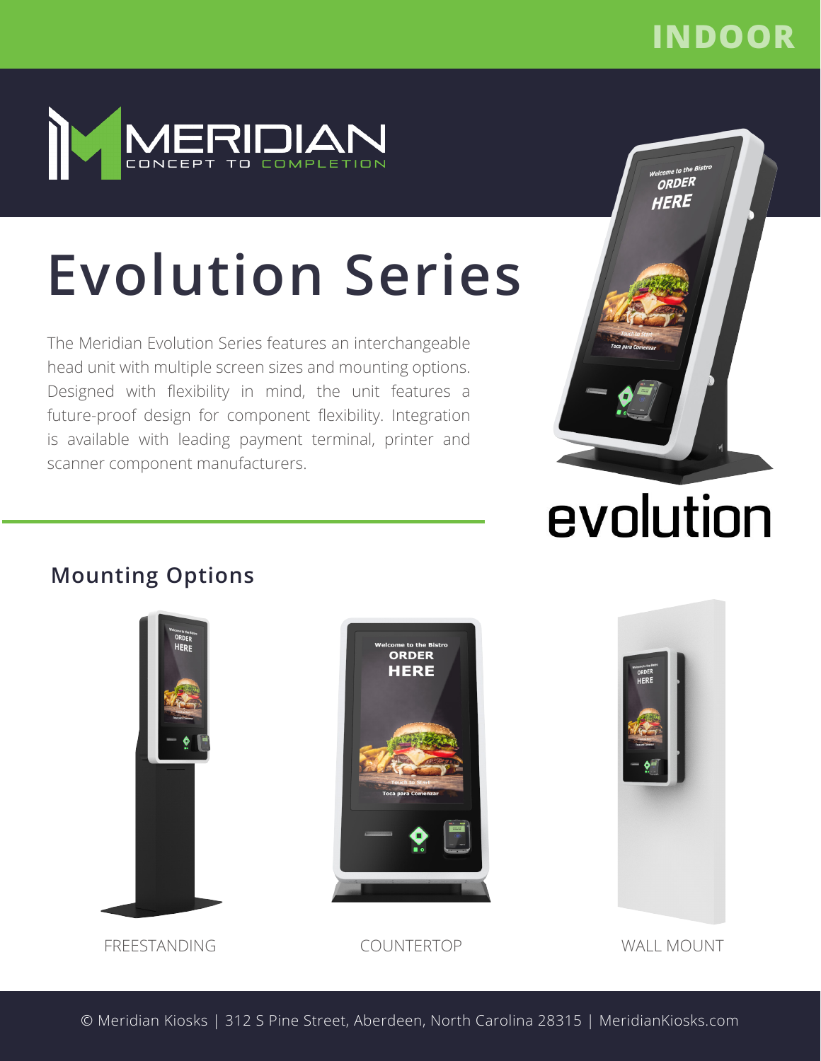INDOOR

MERIDIAN
CONCEPT TO COMPLETION

# Evolution Series

The Meridian Evolution Series features an interchangeable head unit with multiple screen sizes and mounting options. Designed with flexibility in mind, the unit features a future-proof design for component flexibility. Integration is available with leading payment terminal, printer and scanner component manufacturers.

evolution

## Mounting Options

FREESTANDING

COUNTERTOP

WALL MOUNT

© Meridian Kiosks | 312 S Pine Street, Aberdeen, North Carolina 28315 | MeridianKiosks.com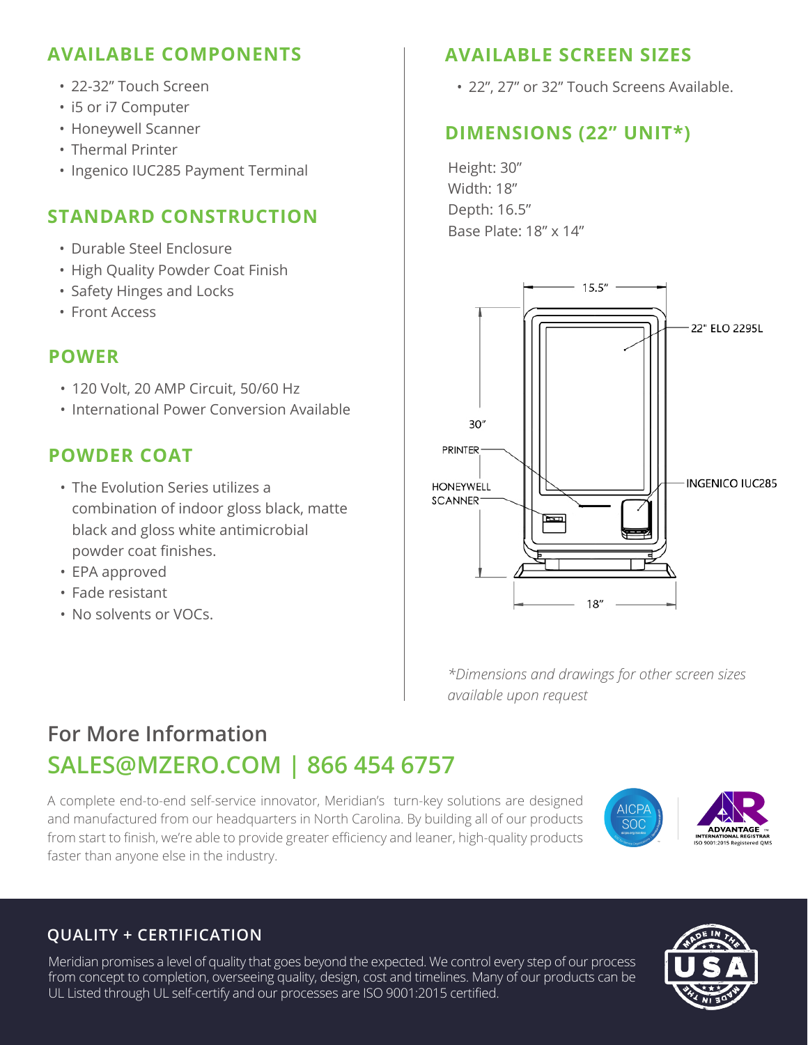## AVAILABLE COMPONENTS

- 22-32" Touch Screen
- i5 or i7 Computer
- Honeywell Scanner
- Thermal Printer
- Ingenico IUC285 Payment Terminal

## STANDARD CONSTRUCTION

- Durable Steel Enclosure
- High Quality Powder Coat Finish
- Safety Hinges and Locks
- Front Access

## POWER

- 120 Volt, 20 AMP Circuit, 50/60 Hz
- International Power Conversion Available

## POWDER COAT

- The Evolution Series utilizes a combination of indoor gloss black, matte black and gloss white antimicrobial powder coat finishes.
- EPA approved
- Fade resistant
- No solvents or VOCs.

## AVAILABLE SCREEN SIZES

- 22", 27" or 32" Touch Screens Available.

## DIMENSIONS (22" UNIT*)

Height: 30"
Width: 18"
Depth: 16.5"
Base Plate: 18" x 14"

15.5"
22" ELO 2295L
30"
PRINTER
HONEYWELL SCANNER
INGENICO IUC285
18"

*Dimensions and drawings for other screen sizes available upon request*

## For More Information

## SALES@MZERO.COM | 866 454 6757

A complete end-to-end self-service innovator, Meridian's turn-key solutions are designed and manufactured from our headquarters in North Carolina. By building all of our products from start to finish, we're able to provide greater efficiency and leaner, high-quality products faster than anyone else in the industry.

AICPA SOC

ADVANTAGE INTERNATIONAL REGISTRAR ISO 9001:2015 Registered QMS

### QUALITY + CERTIFICATION

Meridian promises a level of quality that goes beyond the expected. We control every step of our process from concept to completion, overseeing quality, design, cost and timelines. Many of our products can be UL Listed through UL self-certify and our processes are ISO 9001:2015 certified.

MADE IN THE USA